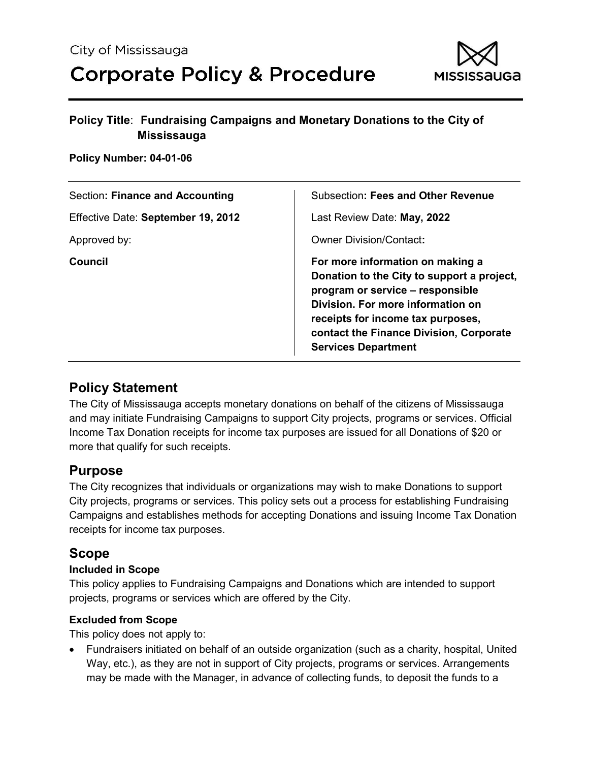City of Mississauga

# Corporate Policy & Procedure

**Policy Title**: **Fundraising Campaigns and Monetary Donations to the City of Mississauga**

**Policy Number: 04-01-06**

| | |
|---|---|
| Section**: Finance and Accounting** | Subsection**: Fees and Other Revenue** |
| Effective Date: **September 19, 2012** | Last Review Date: **May, 2022** |
| Approved by: | Owner Division/Contact**:** |
| **Council** | **For more information on making a Donation to the City to support a project, program or service – responsible Division. For more information on receipts for income tax purposes, contact the Finance Division, Corporate Services Department** |

## Policy Statement

The City of Mississauga accepts monetary donations on behalf of the citizens of Mississauga and may initiate Fundraising Campaigns to support City projects, programs or services. Official Income Tax Donation receipts for income tax purposes are issued for all Donations of $20 or more that qualify for such receipts.

## Purpose

The City recognizes that individuals or organizations may wish to make Donations to support City projects, programs or services. This policy sets out a process for establishing Fundraising Campaigns and establishes methods for accepting Donations and issuing Income Tax Donation receipts for income tax purposes.

## Scope

### Included in Scope

This policy applies to Fundraising Campaigns and Donations which are intended to support projects, programs or services which are offered by the City.

### Excluded from Scope

This policy does not apply to:

- Fundraisers initiated on behalf of an outside organization (such as a charity, hospital, United Way, etc.), as they are not in support of City projects, programs or services. Arrangements may be made with the Manager, in advance of collecting funds, to deposit the funds to a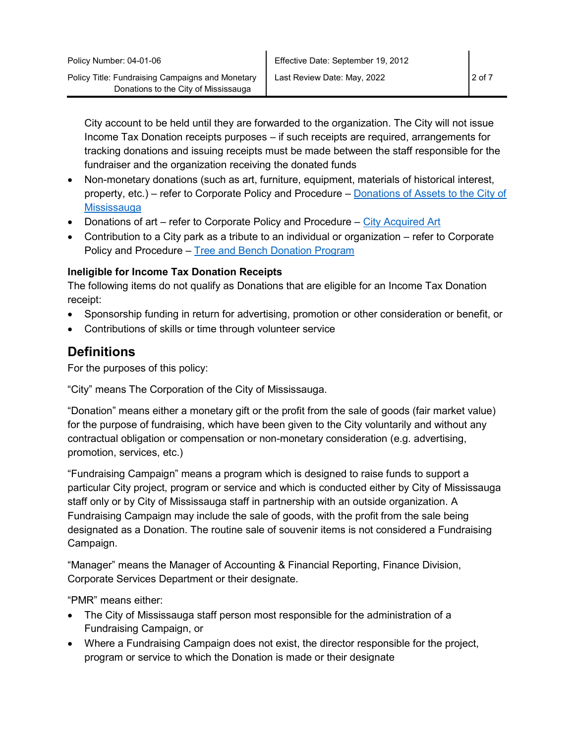City account to be held until they are forwarded to the organization. The City will not issue Income Tax Donation receipts purposes – if such receipts are required, arrangements for tracking donations and issuing receipts must be made between the staff responsible for the fundraiser and the organization receiving the donated funds

- Non-monetary donations (such as art, furniture, equipment, materials of historical interest, property, etc.) – refer to Corporate Policy and Procedure – Donations of Assets to the City of Mississauga
- Donations of art – refer to Corporate Policy and Procedure – City Acquired Art
- Contribution to a City park as a tribute to an individual or organization – refer to Corporate Policy and Procedure – Tree and Bench Donation Program

**Ineligible for Income Tax Donation Receipts**

The following items do not qualify as Donations that are eligible for an Income Tax Donation receipt:

- Sponsorship funding in return for advertising, promotion or other consideration or benefit, or
- Contributions of skills or time through volunteer service

## Definitions

For the purposes of this policy:

"City" means The Corporation of the City of Mississauga.

"Donation" means either a monetary gift or the profit from the sale of goods (fair market value) for the purpose of fundraising, which have been given to the City voluntarily and without any contractual obligation or compensation or non-monetary consideration (e.g. advertising, promotion, services, etc.)

"Fundraising Campaign" means a program which is designed to raise funds to support a particular City project, program or service and which is conducted either by City of Mississauga staff only or by City of Mississauga staff in partnership with an outside organization. A Fundraising Campaign may include the sale of goods, with the profit from the sale being designated as a Donation. The routine sale of souvenir items is not considered a Fundraising Campaign.

"Manager" means the Manager of Accounting & Financial Reporting, Finance Division, Corporate Services Department or their designate.

"PMR" means either:

- The City of Mississauga staff person most responsible for the administration of a Fundraising Campaign, or
- Where a Fundraising Campaign does not exist, the director responsible for the project, program or service to which the Donation is made or their designate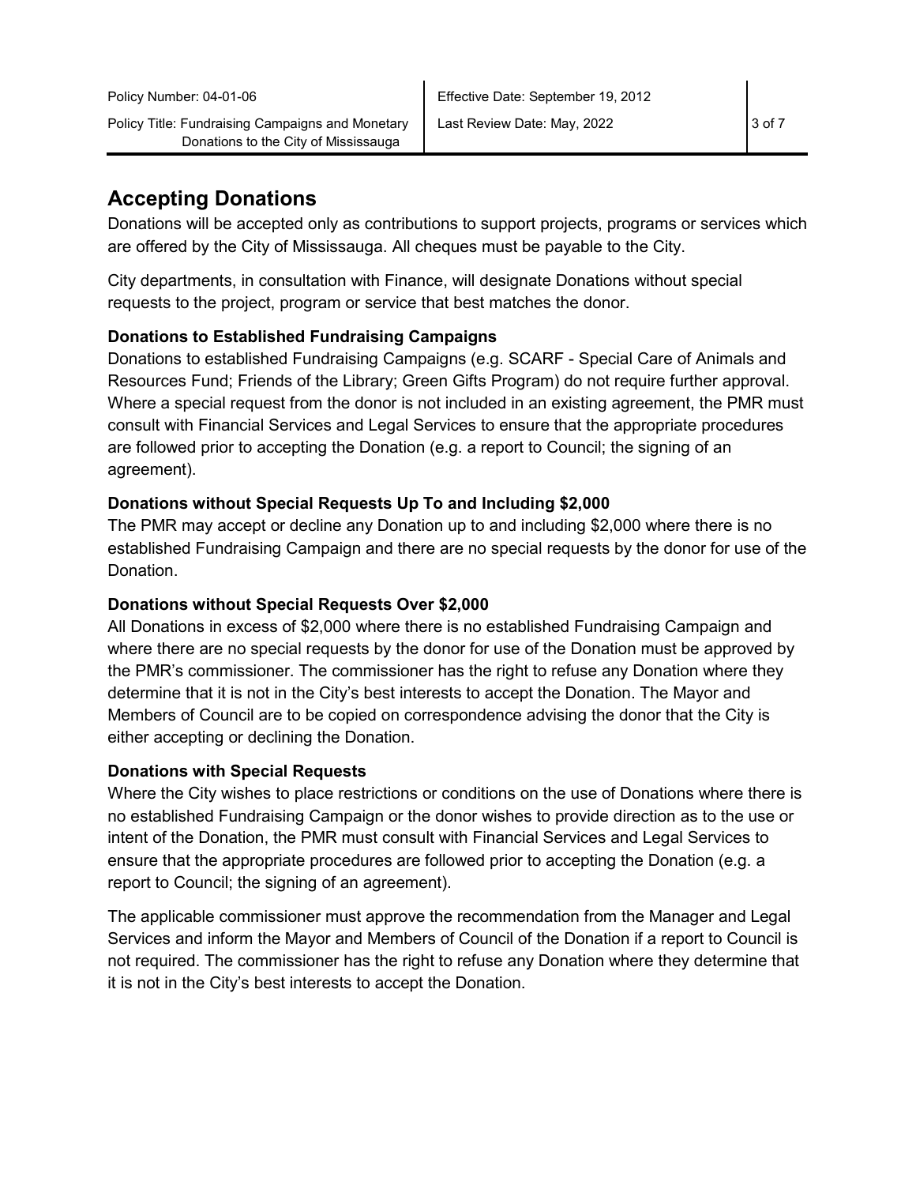## Accepting Donations

Donations will be accepted only as contributions to support projects, programs or services which are offered by the City of Mississauga. All cheques must be payable to the City.

City departments, in consultation with Finance, will designate Donations without special requests to the project, program or service that best matches the donor.

### Donations to Established Fundraising Campaigns

Donations to established Fundraising Campaigns (e.g. SCARF - Special Care of Animals and Resources Fund; Friends of the Library; Green Gifts Program) do not require further approval. Where a special request from the donor is not included in an existing agreement, the PMR must consult with Financial Services and Legal Services to ensure that the appropriate procedures are followed prior to accepting the Donation (e.g. a report to Council; the signing of an agreement).

### Donations without Special Requests Up To and Including $2,000

The PMR may accept or decline any Donation up to and including $2,000 where there is no established Fundraising Campaign and there are no special requests by the donor for use of the Donation.

### Donations without Special Requests Over $2,000

All Donations in excess of $2,000 where there is no established Fundraising Campaign and where there are no special requests by the donor for use of the Donation must be approved by the PMR's commissioner. The commissioner has the right to refuse any Donation where they determine that it is not in the City's best interests to accept the Donation. The Mayor and Members of Council are to be copied on correspondence advising the donor that the City is either accepting or declining the Donation.

### Donations with Special Requests

Where the City wishes to place restrictions or conditions on the use of Donations where there is no established Fundraising Campaign or the donor wishes to provide direction as to the use or intent of the Donation, the PMR must consult with Financial Services and Legal Services to ensure that the appropriate procedures are followed prior to accepting the Donation (e.g. a report to Council; the signing of an agreement).

The applicable commissioner must approve the recommendation from the Manager and Legal Services and inform the Mayor and Members of Council of the Donation if a report to Council is not required. The commissioner has the right to refuse any Donation where they determine that it is not in the City's best interests to accept the Donation.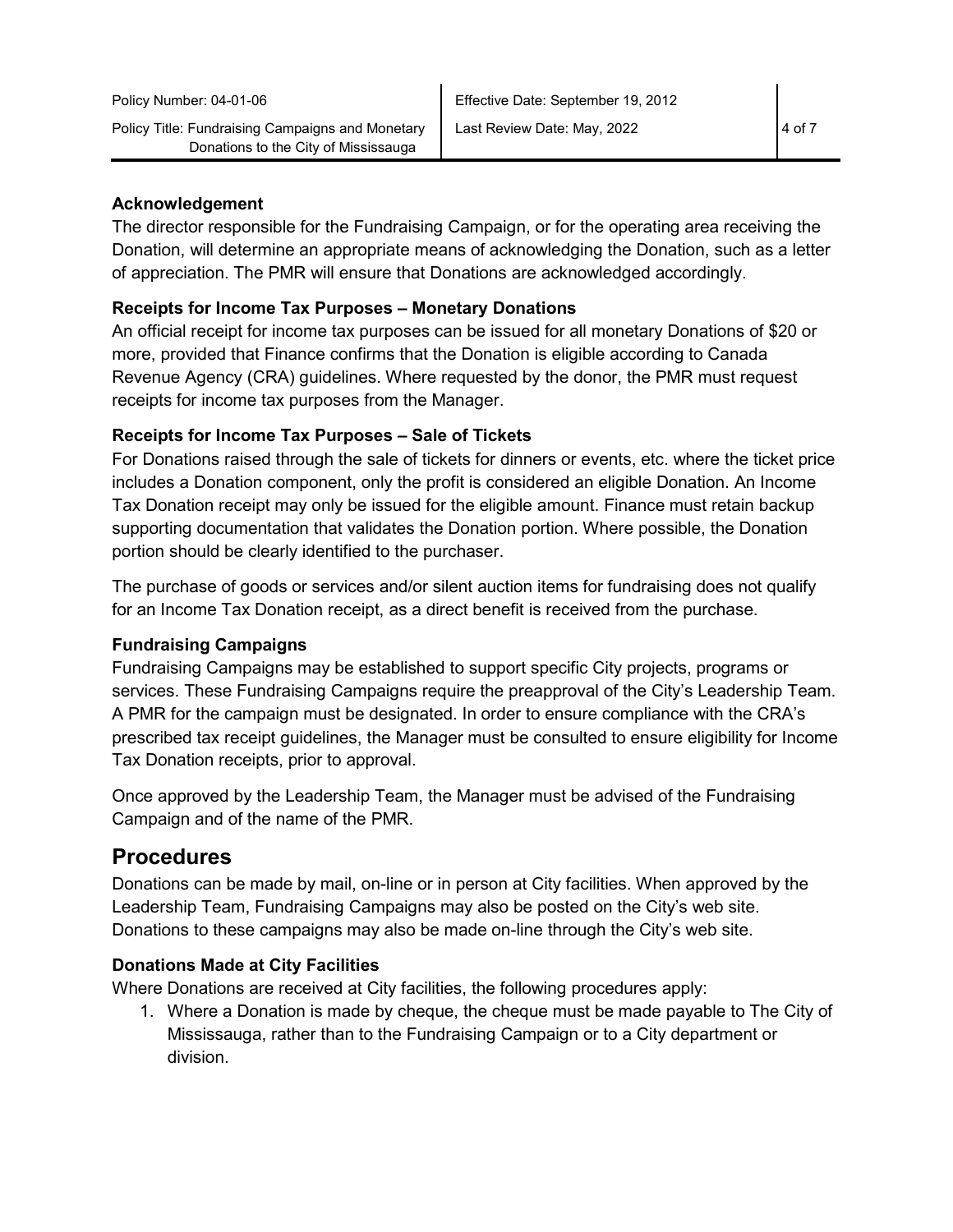### Acknowledgement

The director responsible for the Fundraising Campaign, or for the operating area receiving the Donation, will determine an appropriate means of acknowledging the Donation, such as a letter of appreciation. The PMR will ensure that Donations are acknowledged accordingly.

### Receipts for Income Tax Purposes – Monetary Donations

An official receipt for income tax purposes can be issued for all monetary Donations of $20 or more, provided that Finance confirms that the Donation is eligible according to Canada Revenue Agency (CRA) guidelines. Where requested by the donor, the PMR must request receipts for income tax purposes from the Manager.

### Receipts for Income Tax Purposes – Sale of Tickets

For Donations raised through the sale of tickets for dinners or events, etc. where the ticket price includes a Donation component, only the profit is considered an eligible Donation. An Income Tax Donation receipt may only be issued for the eligible amount. Finance must retain backup supporting documentation that validates the Donation portion. Where possible, the Donation portion should be clearly identified to the purchaser.

The purchase of goods or services and/or silent auction items for fundraising does not qualify for an Income Tax Donation receipt, as a direct benefit is received from the purchase.

### Fundraising Campaigns

Fundraising Campaigns may be established to support specific City projects, programs or services. These Fundraising Campaigns require the preapproval of the City's Leadership Team. A PMR for the campaign must be designated. In order to ensure compliance with the CRA's prescribed tax receipt guidelines, the Manager must be consulted to ensure eligibility for Income Tax Donation receipts, prior to approval.

Once approved by the Leadership Team, the Manager must be advised of the Fundraising Campaign and of the name of the PMR.

## Procedures

Donations can be made by mail, on-line or in person at City facilities. When approved by the Leadership Team, Fundraising Campaigns may also be posted on the City's web site. Donations to these campaigns may also be made on-line through the City's web site.

### Donations Made at City Facilities

Where Donations are received at City facilities, the following procedures apply:

1. Where a Donation is made by cheque, the cheque must be made payable to The City of Mississauga, rather than to the Fundraising Campaign or to a City department or division.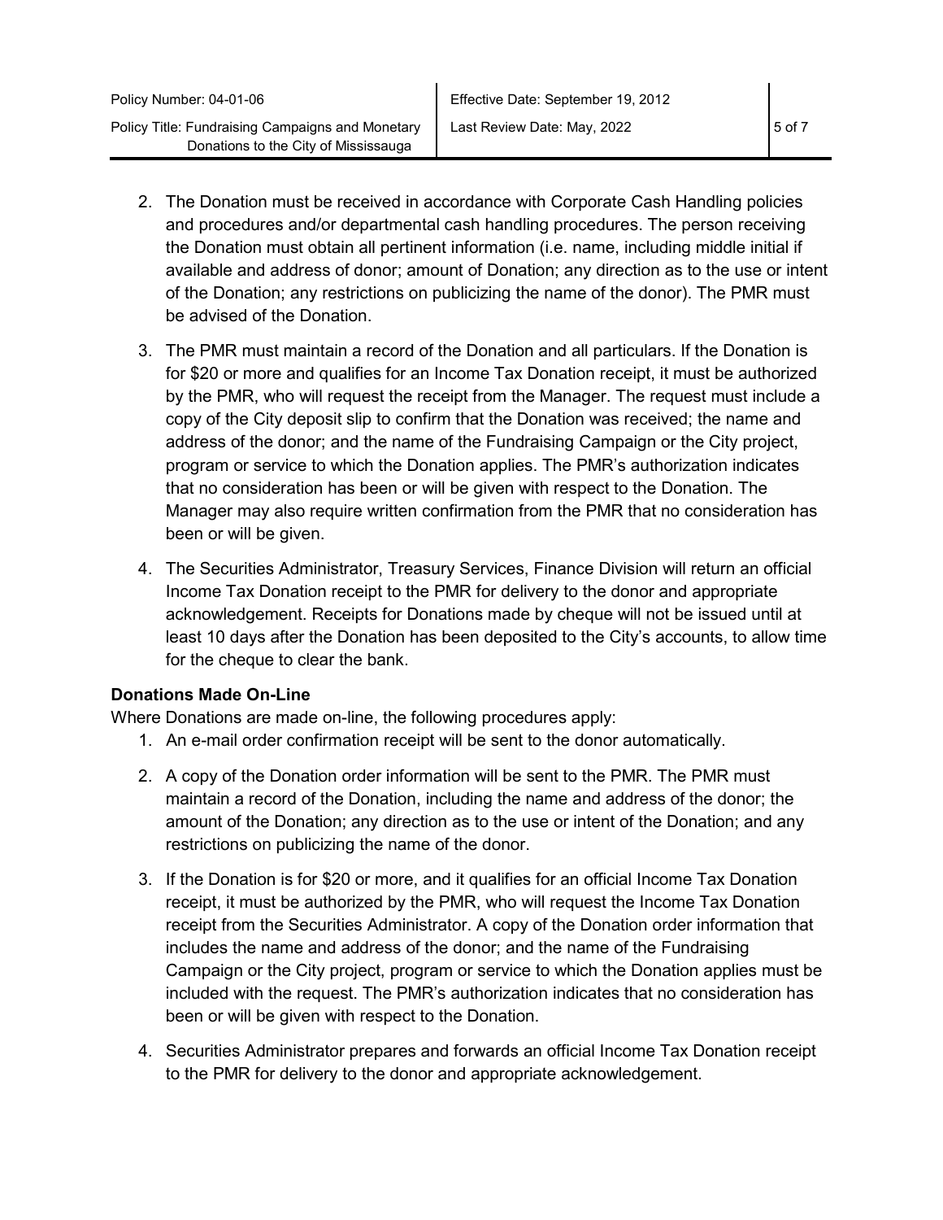2. The Donation must be received in accordance with Corporate Cash Handling policies and procedures and/or departmental cash handling procedures. The person receiving the Donation must obtain all pertinent information (i.e. name, including middle initial if available and address of donor; amount of Donation; any direction as to the use or intent of the Donation; any restrictions on publicizing the name of the donor). The PMR must be advised of the Donation.

3. The PMR must maintain a record of the Donation and all particulars. If the Donation is for $20 or more and qualifies for an Income Tax Donation receipt, it must be authorized by the PMR, who will request the receipt from the Manager. The request must include a copy of the City deposit slip to confirm that the Donation was received; the name and address of the donor; and the name of the Fundraising Campaign or the City project, program or service to which the Donation applies. The PMR's authorization indicates that no consideration has been or will be given with respect to the Donation. The Manager may also require written confirmation from the PMR that no consideration has been or will be given.

4. The Securities Administrator, Treasury Services, Finance Division will return an official Income Tax Donation receipt to the PMR for delivery to the donor and appropriate acknowledgement. Receipts for Donations made by cheque will not be issued until at least 10 days after the Donation has been deposited to the City's accounts, to allow time for the cheque to clear the bank.

**Donations Made On-Line**

Where Donations are made on-line, the following procedures apply:

1. An e-mail order confirmation receipt will be sent to the donor automatically.

2. A copy of the Donation order information will be sent to the PMR. The PMR must maintain a record of the Donation, including the name and address of the donor; the amount of the Donation; any direction as to the use or intent of the Donation; and any restrictions on publicizing the name of the donor.

3. If the Donation is for $20 or more, and it qualifies for an official Income Tax Donation receipt, it must be authorized by the PMR, who will request the Income Tax Donation receipt from the Securities Administrator. A copy of the Donation order information that includes the name and address of the donor; and the name of the Fundraising Campaign or the City project, program or service to which the Donation applies must be included with the request. The PMR's authorization indicates that no consideration has been or will be given with respect to the Donation.

4. Securities Administrator prepares and forwards an official Income Tax Donation receipt to the PMR for delivery to the donor and appropriate acknowledgement.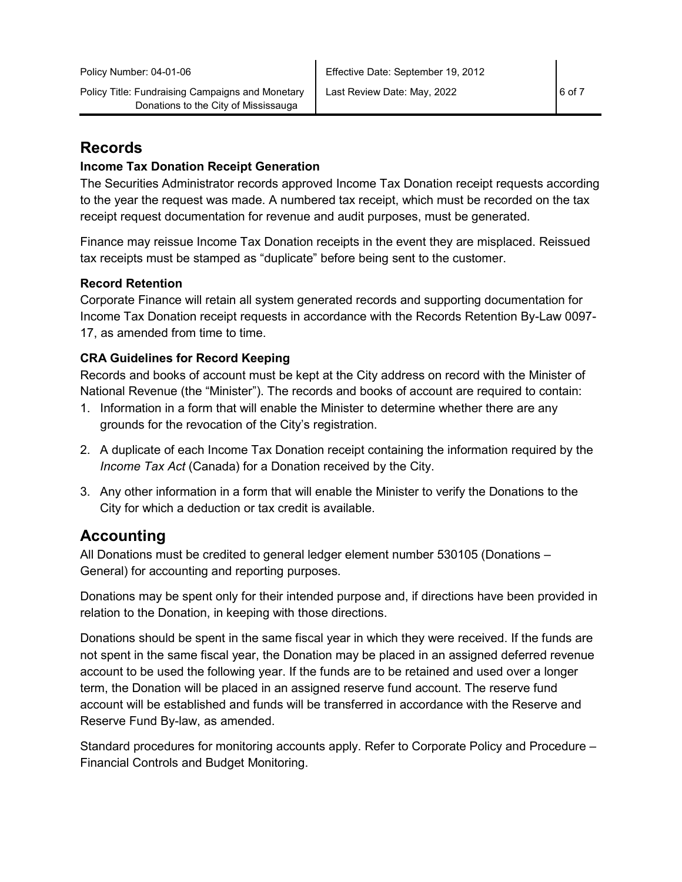## Records

### Income Tax Donation Receipt Generation

The Securities Administrator records approved Income Tax Donation receipt requests according to the year the request was made. A numbered tax receipt, which must be recorded on the tax receipt request documentation for revenue and audit purposes, must be generated.

Finance may reissue Income Tax Donation receipts in the event they are misplaced. Reissued tax receipts must be stamped as "duplicate" before being sent to the customer.

### Record Retention

Corporate Finance will retain all system generated records and supporting documentation for Income Tax Donation receipt requests in accordance with the Records Retention By-Law 0097-17, as amended from time to time.

### CRA Guidelines for Record Keeping

Records and books of account must be kept at the City address on record with the Minister of National Revenue (the "Minister"). The records and books of account are required to contain:

1. Information in a form that will enable the Minister to determine whether there are any grounds for the revocation of the City's registration.
2. A duplicate of each Income Tax Donation receipt containing the information required by the *Income Tax Act* (Canada) for a Donation received by the City.
3. Any other information in a form that will enable the Minister to verify the Donations to the City for which a deduction or tax credit is available.

## Accounting

All Donations must be credited to general ledger element number 530105 (Donations – General) for accounting and reporting purposes.

Donations may be spent only for their intended purpose and, if directions have been provided in relation to the Donation, in keeping with those directions.

Donations should be spent in the same fiscal year in which they were received. If the funds are not spent in the same fiscal year, the Donation may be placed in an assigned deferred revenue account to be used the following year. If the funds are to be retained and used over a longer term, the Donation will be placed in an assigned reserve fund account. The reserve fund account will be established and funds will be transferred in accordance with the Reserve and Reserve Fund By-law, as amended.

Standard procedures for monitoring accounts apply. Refer to Corporate Policy and Procedure – Financial Controls and Budget Monitoring.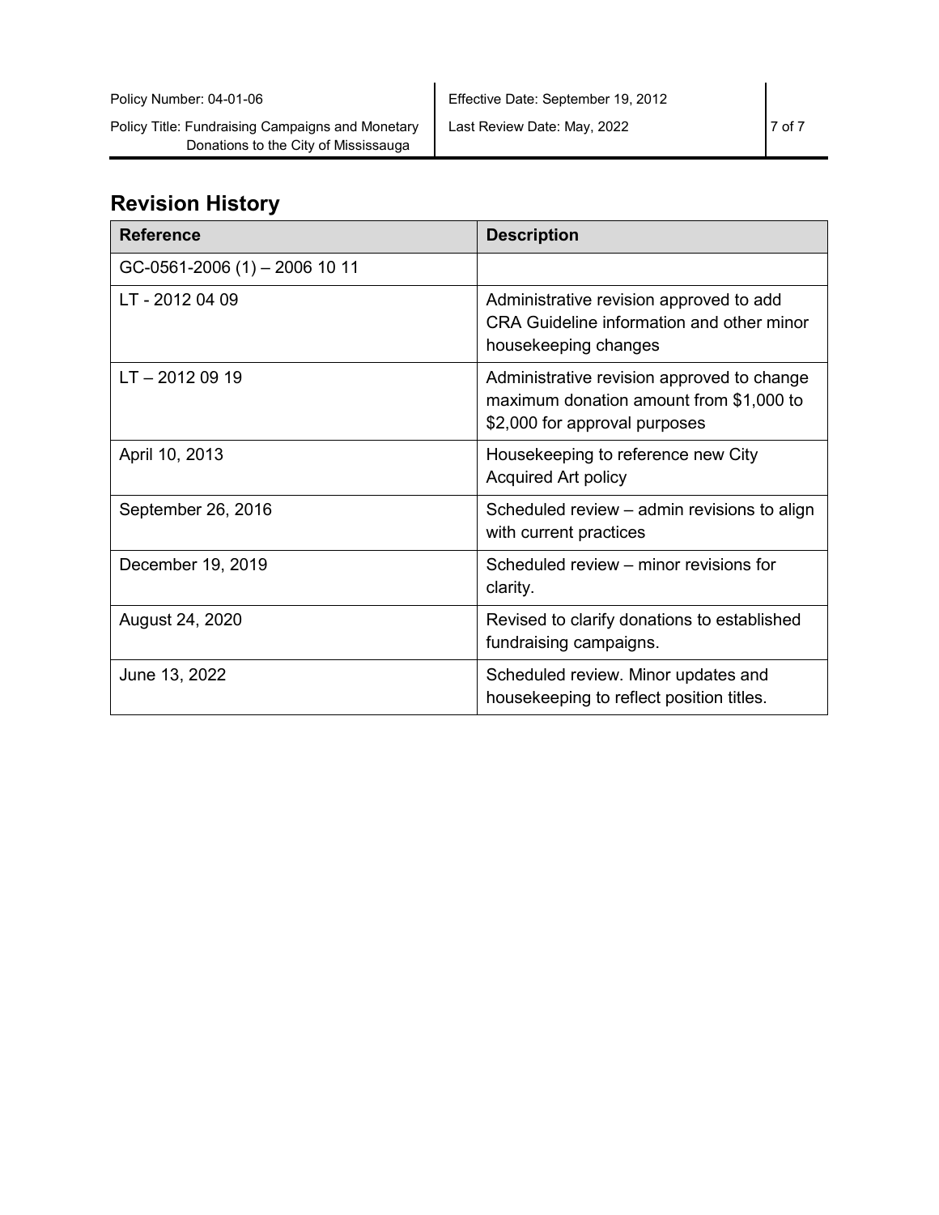## Revision History

| Reference | Description |
| --- | --- |
| GC-0561-2006 (1) – 2006 10 11 | |
| LT - 2012 04 09 | Administrative revision approved to add CRA Guideline information and other minor housekeeping changes |
| LT – 2012 09 19 | Administrative revision approved to change maximum donation amount from $1,000 to $2,000 for approval purposes |
| April 10, 2013 | Housekeeping to reference new City Acquired Art policy |
| September 26, 2016 | Scheduled review – admin revisions to align with current practices |
| December 19, 2019 | Scheduled review – minor revisions for clarity. |
| August 24, 2020 | Revised to clarify donations to established fundraising campaigns. |
| June 13, 2022 | Scheduled review. Minor updates and housekeeping to reflect position titles. |